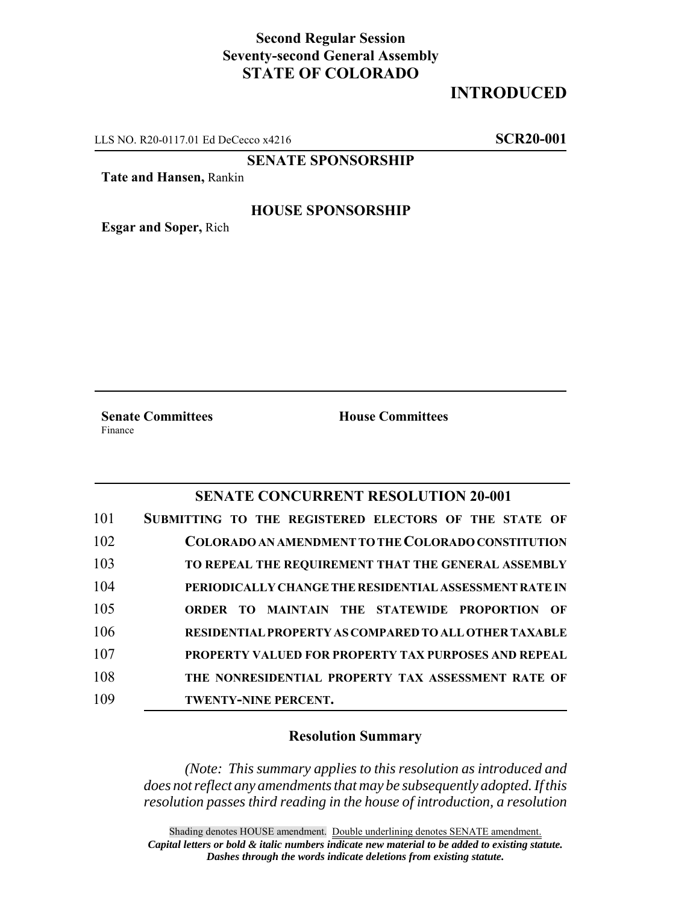**Second Regular Session**
**Seventy-second General Assembly**
**STATE OF COLORADO**

**INTRODUCED**

LLS NO. R20-0117.01 Ed DeCecco x4216 **SCR20-001**

**SENATE SPONSORSHIP**

**Tate and Hansen,** Rankin

**HOUSE SPONSORSHIP**

**Esgar and Soper,** Rich

**Senate Committees**
Finance

**House Committees**

## SENATE CONCURRENT RESOLUTION 20-001

101 **SUBMITTING TO THE REGISTERED ELECTORS OF THE STATE OF**
102 **COLORADO AN AMENDMENT TO THE COLORADO CONSTITUTION**
103 **TO REPEAL THE REQUIREMENT THAT THE GENERAL ASSEMBLY**
104 **PERIODICALLY CHANGE THE RESIDENTIAL ASSESSMENT RATE IN**
105 **ORDER TO MAINTAIN THE STATEWIDE PROPORTION OF**
106 **RESIDENTIAL PROPERTY AS COMPARED TO ALL OTHER TAXABLE**
107 **PROPERTY VALUED FOR PROPERTY TAX PURPOSES AND REPEAL**
108 **THE NONRESIDENTIAL PROPERTY TAX ASSESSMENT RATE OF**
109 **TWENTY-NINE PERCENT.**

### Resolution Summary

*(Note: This summary applies to this resolution as introduced and does not reflect any amendments that may be subsequently adopted. If this resolution passes third reading in the house of introduction, a resolution*

Shading denotes HOUSE amendment. Double underlining denotes SENATE amendment.
***Capital letters or bold & italic numbers indicate new material to be added to existing statute.***
***Dashes through the words indicate deletions from existing statute.***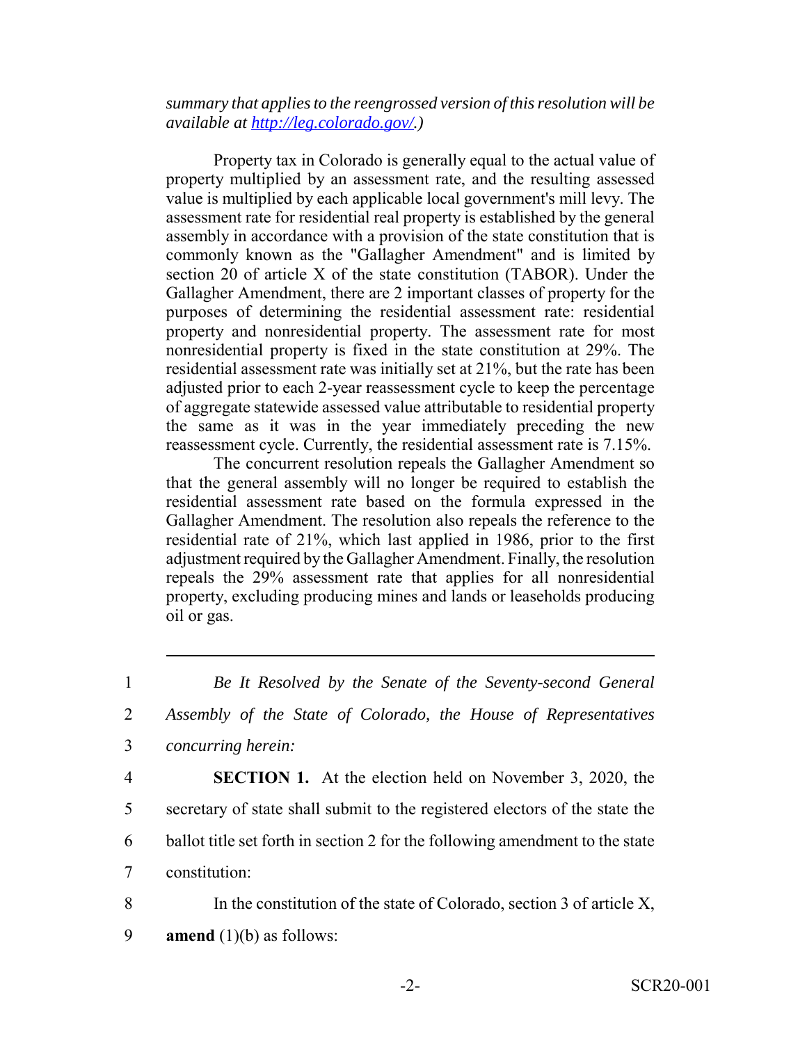*summary that applies to the reengrossed version of this resolution will be available at http://leg.colorado.gov/.)*

Property tax in Colorado is generally equal to the actual value of property multiplied by an assessment rate, and the resulting assessed value is multiplied by each applicable local government's mill levy. The assessment rate for residential real property is established by the general assembly in accordance with a provision of the state constitution that is commonly known as the "Gallagher Amendment" and is limited by section 20 of article X of the state constitution (TABOR). Under the Gallagher Amendment, there are 2 important classes of property for the purposes of determining the residential assessment rate: residential property and nonresidential property. The assessment rate for most nonresidential property is fixed in the state constitution at 29%. The residential assessment rate was initially set at 21%, but the rate has been adjusted prior to each 2-year reassessment cycle to keep the percentage of aggregate statewide assessed value attributable to residential property the same as it was in the year immediately preceding the new reassessment cycle. Currently, the residential assessment rate is 7.15%.

The concurrent resolution repeals the Gallagher Amendment so that the general assembly will no longer be required to establish the residential assessment rate based on the formula expressed in the Gallagher Amendment. The resolution also repeals the reference to the residential rate of 21%, which last applied in 1986, prior to the first adjustment required by the Gallagher Amendment. Finally, the resolution repeals the 29% assessment rate that applies for all nonresidential property, excluding producing mines and lands or leaseholds producing oil or gas.

---

1 *Be It Resolved by the Senate of the Seventy-second General*
2 *Assembly of the State of Colorado, the House of Representatives*
3 *concurring herein:*

4 **SECTION 1.** At the election held on November 3, 2020, the
5 secretary of state shall submit to the registered electors of the state the
6 ballot title set forth in section 2 for the following amendment to the state
7 constitution:

8 In the constitution of the state of Colorado, section 3 of article X,
9 **amend** (1)(b) as follows: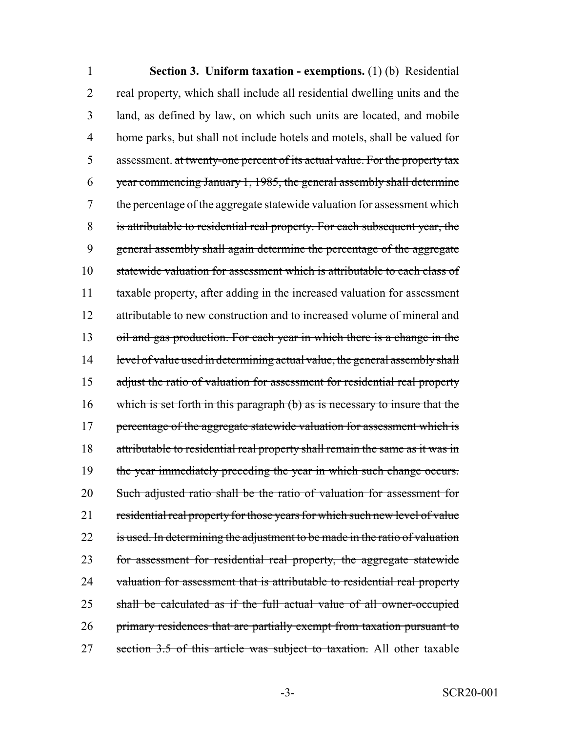**Section 3. Uniform taxation - exemptions.** (1) (b) Residential real property, which shall include all residential dwelling units and the land, as defined by law, on which such units are located, and mobile home parks, but shall not include hotels and motels, shall be valued for assessment. ~~at twenty-one percent of its actual value. For the property tax year commencing January 1, 1985, the general assembly shall determine the percentage of the aggregate statewide valuation for assessment which is attributable to residential real property. For each subsequent year, the general assembly shall again determine the percentage of the aggregate statewide valuation for assessment which is attributable to each class of taxable property, after adding in the increased valuation for assessment attributable to new construction and to increased volume of mineral and oil and gas production. For each year in which there is a change in the level of value used in determining actual value, the general assembly shall adjust the ratio of valuation for assessment for residential real property which is set forth in this paragraph (b) as is necessary to insure that the percentage of the aggregate statewide valuation for assessment which is attributable to residential real property shall remain the same as it was in the year immediately preceding the year in which such change occurs. Such adjusted ratio shall be the ratio of valuation for assessment for residential real property for those years for which such new level of value is used. In determining the adjustment to be made in the ratio of valuation for assessment for residential real property, the aggregate statewide valuation for assessment that is attributable to residential real property shall be calculated as if the full actual value of all owner-occupied primary residences that are partially exempt from taxation pursuant to section 3.5 of this article was subject to taxation.~~ All other taxable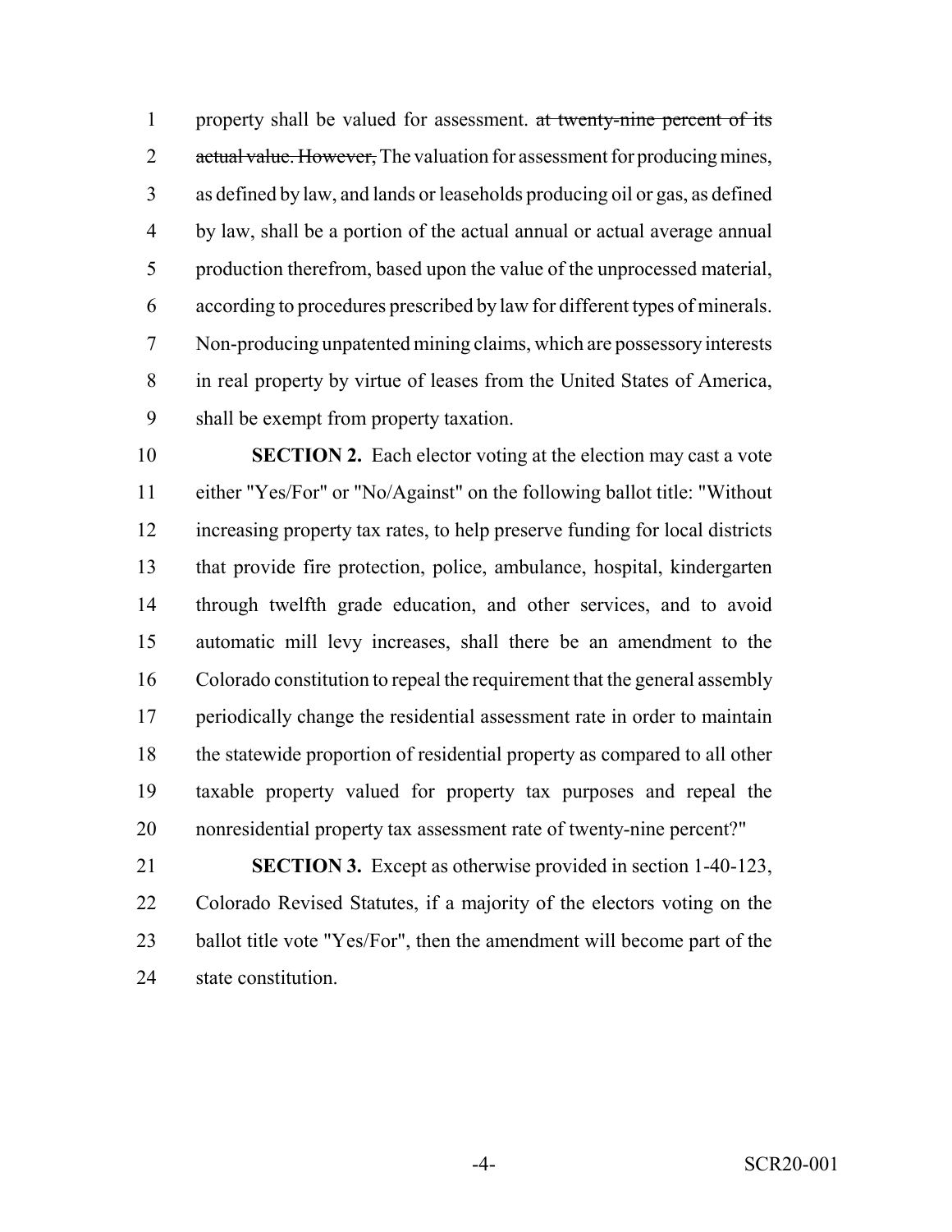property shall be valued for assessment. ~~at twenty-nine percent of its actual value. However,~~ The valuation for assessment for producing mines, as defined by law, and lands or leaseholds producing oil or gas, as defined by law, shall be a portion of the actual annual or actual average annual production therefrom, based upon the value of the unprocessed material, according to procedures prescribed by law for different types of minerals. Non-producing unpatented mining claims, which are possessory interests in real property by virtue of leases from the United States of America, shall be exempt from property taxation.

**SECTION 2.** Each elector voting at the election may cast a vote either "Yes/For" or "No/Against" on the following ballot title: "Without increasing property tax rates, to help preserve funding for local districts that provide fire protection, police, ambulance, hospital, kindergarten through twelfth grade education, and other services, and to avoid automatic mill levy increases, shall there be an amendment to the Colorado constitution to repeal the requirement that the general assembly periodically change the residential assessment rate in order to maintain the statewide proportion of residential property as compared to all other taxable property valued for property tax purposes and repeal the nonresidential property tax assessment rate of twenty-nine percent?"

**SECTION 3.** Except as otherwise provided in section 1-40-123, Colorado Revised Statutes, if a majority of the electors voting on the ballot title vote "Yes/For", then the amendment will become part of the state constitution.